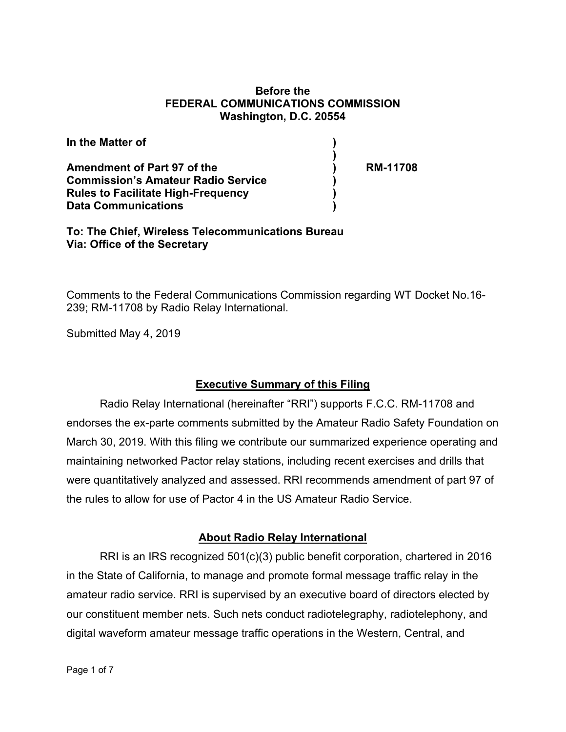**Before the**
**FEDERAL COMMUNICATIONS COMMISSION**
**Washington, D.C. 20554**

| | | |
|---|---|---|
| **In the Matter of** | **)** | |
| | **)** | |
| **Amendment of Part 97 of the** | **)** | **RM-11708** |
| **Commission's Amateur Radio Service** | **)** | |
| **Rules to Facilitate High-Frequency** | **)** | |
| **Data Communications** | **)** | |

**To: The Chief, Wireless Telecommunications Bureau**
**Via: Office of the Secretary**

Comments to the Federal Communications Commission regarding WT Docket No.16-239; RM-11708 by Radio Relay International.

Submitted May 4, 2019

## Executive Summary of this Filing

Radio Relay International (hereinafter "RRI") supports F.C.C. RM-11708 and endorses the ex-parte comments submitted by the Amateur Radio Safety Foundation on March 30, 2019. With this filing we contribute our summarized experience operating and maintaining networked Pactor relay stations, including recent exercises and drills that were quantitatively analyzed and assessed. RRI recommends amendment of part 97 of the rules to allow for use of Pactor 4 in the US Amateur Radio Service.

## About Radio Relay International

RRI is an IRS recognized 501(c)(3) public benefit corporation, chartered in 2016 in the State of California, to manage and promote formal message traffic relay in the amateur radio service. RRI is supervised by an executive board of directors elected by our constituent member nets. Such nets conduct radiotelegraphy, radiotelephony, and digital waveform amateur message traffic operations in the Western, Central, and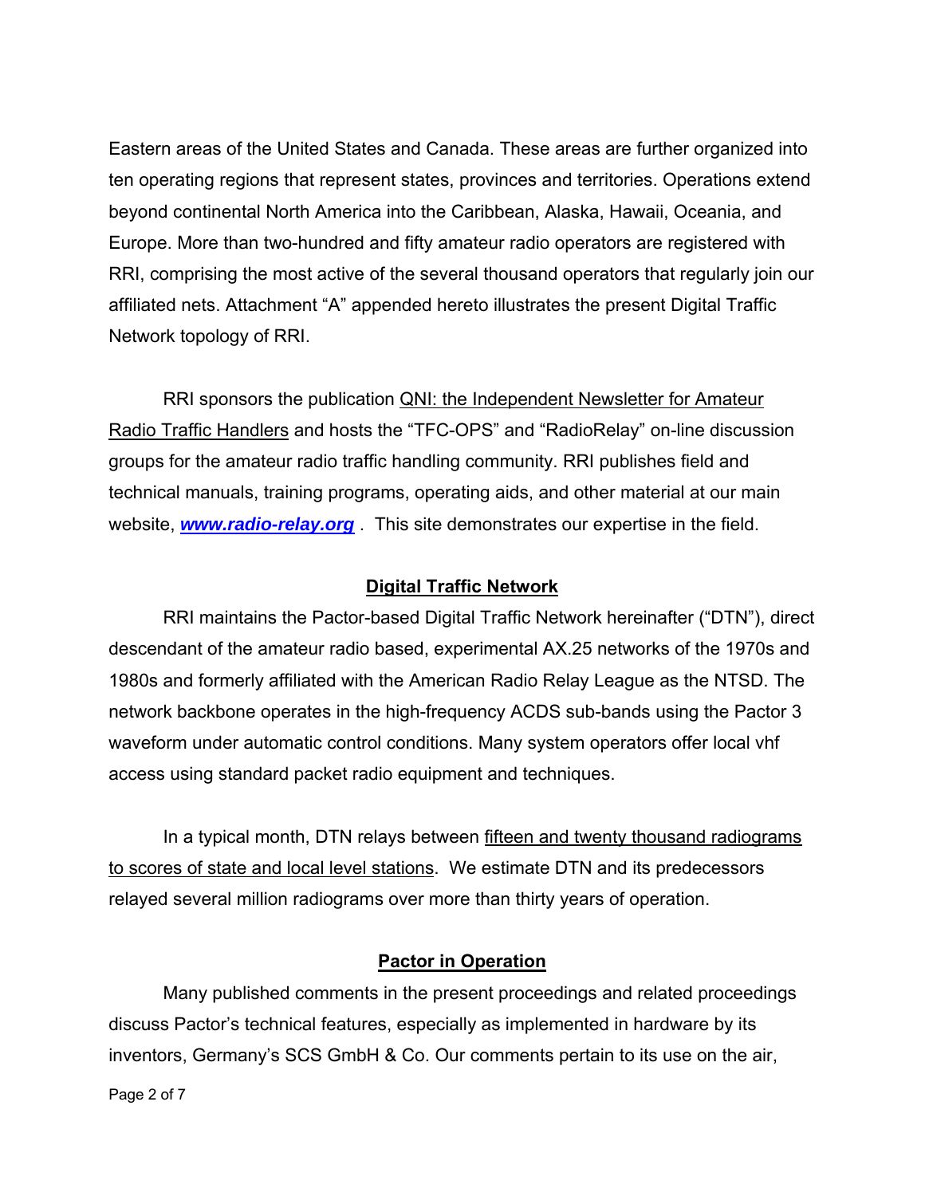Eastern areas of the United States and Canada. These areas are further organized into ten operating regions that represent states, provinces and territories. Operations extend beyond continental North America into the Caribbean, Alaska, Hawaii, Oceania, and Europe. More than two-hundred and fifty amateur radio operators are registered with RRI, comprising the most active of the several thousand operators that regularly join our affiliated nets. Attachment "A" appended hereto illustrates the present Digital Traffic Network topology of RRI.

RRI sponsors the publication <u>QNI: the Independent Newsletter for Amateur Radio Traffic Handlers</u> and hosts the "TFC-OPS" and "RadioRelay" on-line discussion groups for the amateur radio traffic handling community. RRI publishes field and technical manuals, training programs, operating aids, and other material at our main website, ***www.radio-relay.org*** . This site demonstrates our expertise in the field.

## Digital Traffic Network

RRI maintains the Pactor-based Digital Traffic Network hereinafter ("DTN"), direct descendant of the amateur radio based, experimental AX.25 networks of the 1970s and 1980s and formerly affiliated with the American Radio Relay League as the NTSD. The network backbone operates in the high-frequency ACDS sub-bands using the Pactor 3 waveform under automatic control conditions. Many system operators offer local vhf access using standard packet radio equipment and techniques.

In a typical month, DTN relays between <u>fifteen and twenty thousand radiograms to scores of state and local level stations</u>. We estimate DTN and its predecessors relayed several million radiograms over more than thirty years of operation.

## Pactor in Operation

Many published comments in the present proceedings and related proceedings discuss Pactor's technical features, especially as implemented in hardware by its inventors, Germany's SCS GmbH & Co. Our comments pertain to its use on the air,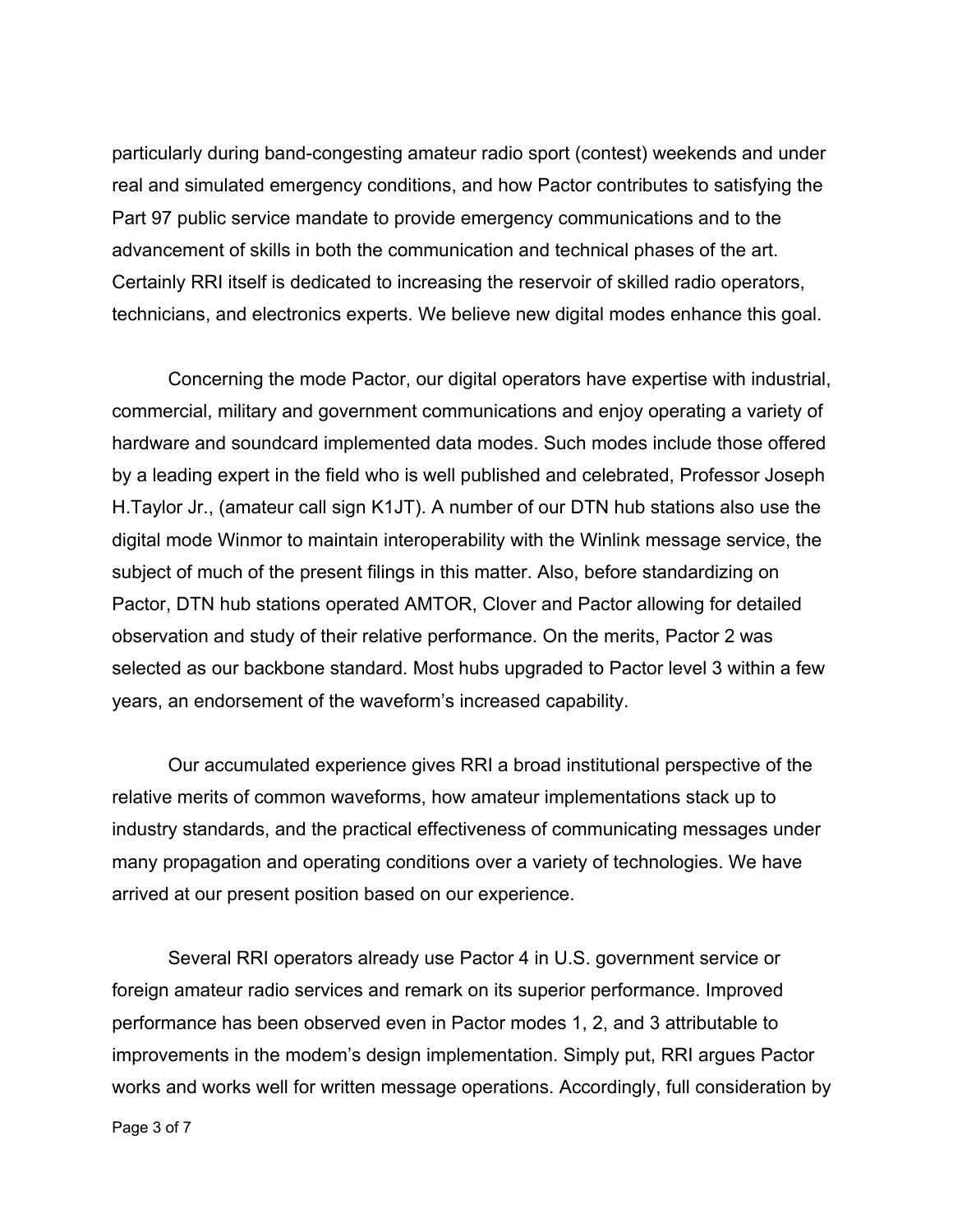particularly during band-congesting amateur radio sport (contest) weekends and under real and simulated emergency conditions, and how Pactor contributes to satisfying the Part 97 public service mandate to provide emergency communications and to the advancement of skills in both the communication and technical phases of the art. Certainly RRI itself is dedicated to increasing the reservoir of skilled radio operators, technicians, and electronics experts. We believe new digital modes enhance this goal.

Concerning the mode Pactor, our digital operators have expertise with industrial, commercial, military and government communications and enjoy operating a variety of hardware and soundcard implemented data modes. Such modes include those offered by a leading expert in the field who is well published and celebrated, Professor Joseph H.Taylor Jr., (amateur call sign K1JT). A number of our DTN hub stations also use the digital mode Winmor to maintain interoperability with the Winlink message service, the subject of much of the present filings in this matter. Also, before standardizing on Pactor, DTN hub stations operated AMTOR, Clover and Pactor allowing for detailed observation and study of their relative performance. On the merits, Pactor 2 was selected as our backbone standard. Most hubs upgraded to Pactor level 3 within a few years, an endorsement of the waveform's increased capability.

Our accumulated experience gives RRI a broad institutional perspective of the relative merits of common waveforms, how amateur implementations stack up to industry standards, and the practical effectiveness of communicating messages under many propagation and operating conditions over a variety of technologies. We have arrived at our present position based on our experience.

Several RRI operators already use Pactor 4 in U.S. government service or foreign amateur radio services and remark on its superior performance. Improved performance has been observed even in Pactor modes 1, 2, and 3 attributable to improvements in the modem's design implementation. Simply put, RRI argues Pactor works and works well for written message operations. Accordingly, full consideration by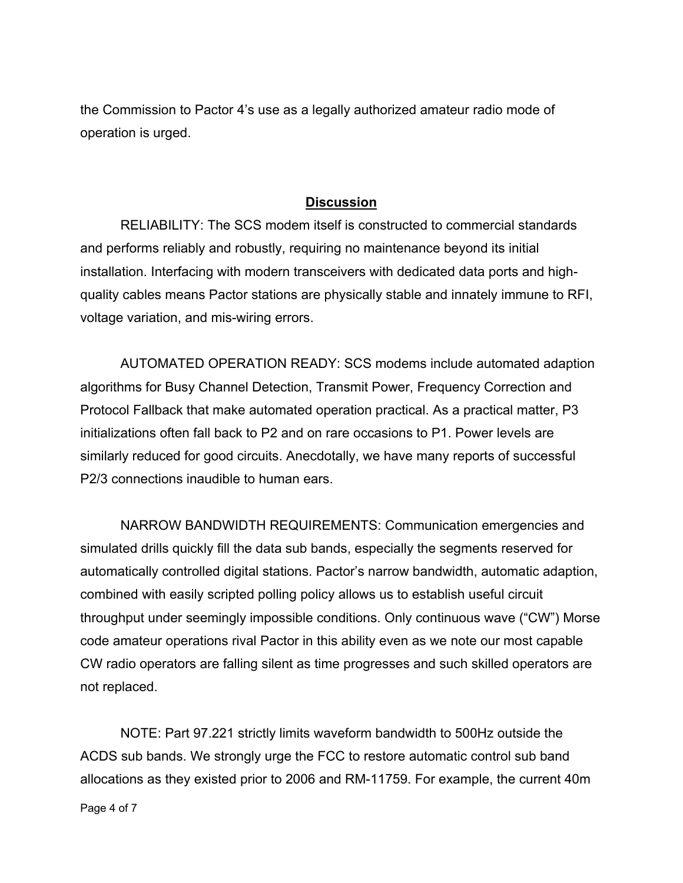the Commission to Pactor 4's use as a legally authorized amateur radio mode of operation is urged.

## Discussion

RELIABILITY: The SCS modem itself is constructed to commercial standards and performs reliably and robustly, requiring no maintenance beyond its initial installation. Interfacing with modern transceivers with dedicated data ports and high-quality cables means Pactor stations are physically stable and innately immune to RFI, voltage variation, and mis-wiring errors.

AUTOMATED OPERATION READY: SCS modems include automated adaption algorithms for Busy Channel Detection, Transmit Power, Frequency Correction and Protocol Fallback that make automated operation practical. As a practical matter, P3 initializations often fall back to P2 and on rare occasions to P1. Power levels are similarly reduced for good circuits. Anecdotally, we have many reports of successful P2/3 connections inaudible to human ears.

NARROW BANDWIDTH REQUIREMENTS: Communication emergencies and simulated drills quickly fill the data sub bands, especially the segments reserved for automatically controlled digital stations. Pactor's narrow bandwidth, automatic adaption, combined with easily scripted polling policy allows us to establish useful circuit throughput under seemingly impossible conditions. Only continuous wave ("CW") Morse code amateur operations rival Pactor in this ability even as we note our most capable CW radio operators are falling silent as time progresses and such skilled operators are not replaced.

NOTE: Part 97.221 strictly limits waveform bandwidth to 500Hz outside the ACDS sub bands. We strongly urge the FCC to restore automatic control sub band allocations as they existed prior to 2006 and RM-11759. For example, the current 40m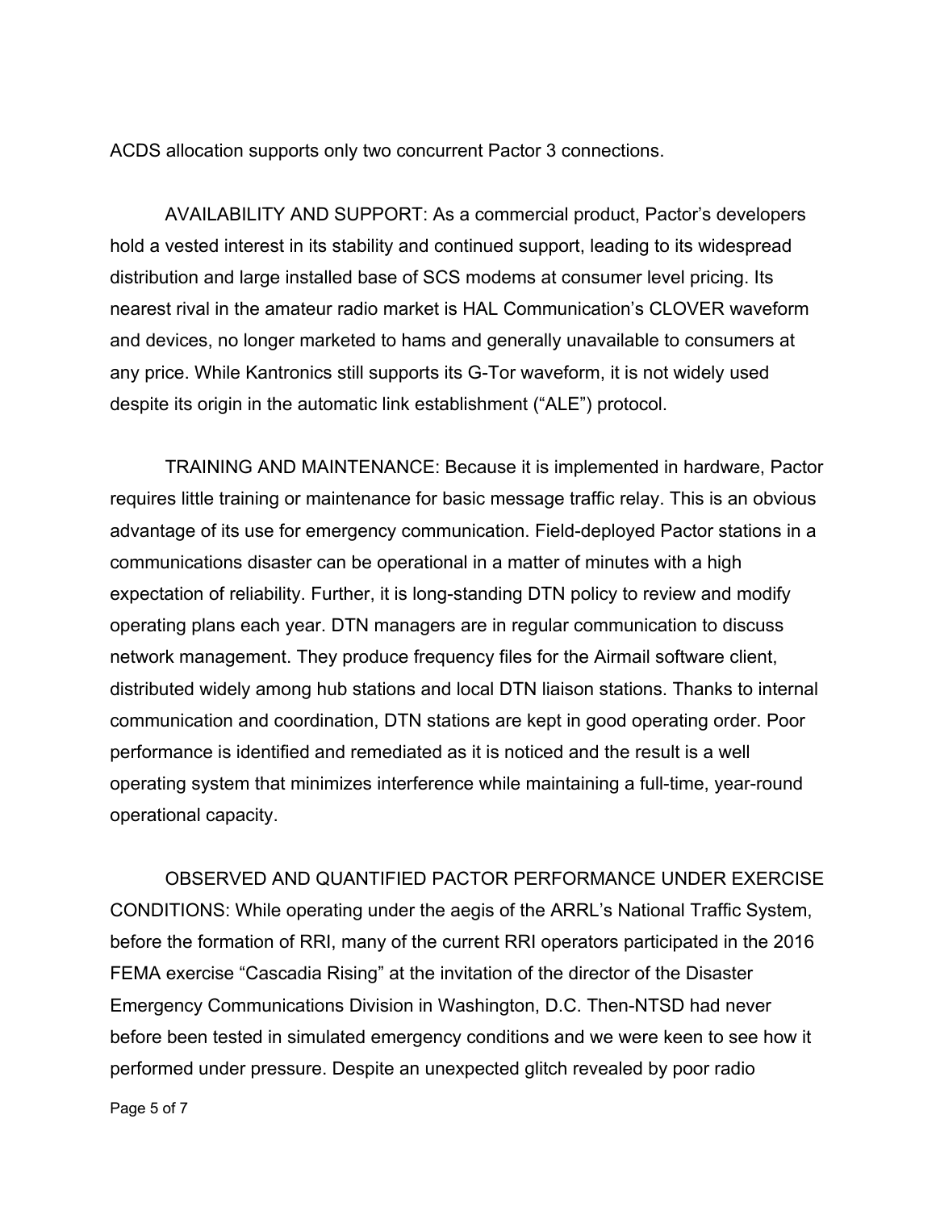ACDS allocation supports only two concurrent Pactor 3 connections.

AVAILABILITY AND SUPPORT: As a commercial product, Pactor's developers hold a vested interest in its stability and continued support, leading to its widespread distribution and large installed base of SCS modems at consumer level pricing. Its nearest rival in the amateur radio market is HAL Communication's CLOVER waveform and devices, no longer marketed to hams and generally unavailable to consumers at any price. While Kantronics still supports its G-Tor waveform, it is not widely used despite its origin in the automatic link establishment ("ALE") protocol.

TRAINING AND MAINTENANCE: Because it is implemented in hardware, Pactor requires little training or maintenance for basic message traffic relay. This is an obvious advantage of its use for emergency communication. Field-deployed Pactor stations in a communications disaster can be operational in a matter of minutes with a high expectation of reliability. Further, it is long-standing DTN policy to review and modify operating plans each year. DTN managers are in regular communication to discuss network management. They produce frequency files for the Airmail software client, distributed widely among hub stations and local DTN liaison stations. Thanks to internal communication and coordination, DTN stations are kept in good operating order. Poor performance is identified and remediated as it is noticed and the result is a well operating system that minimizes interference while maintaining a full-time, year-round operational capacity.

OBSERVED AND QUANTIFIED PACTOR PERFORMANCE UNDER EXERCISE CONDITIONS: While operating under the aegis of the ARRL's National Traffic System, before the formation of RRI, many of the current RRI operators participated in the 2016 FEMA exercise "Cascadia Rising" at the invitation of the director of the Disaster Emergency Communications Division in Washington, D.C. Then-NTSD had never before been tested in simulated emergency conditions and we were keen to see how it performed under pressure. Despite an unexpected glitch revealed by poor radio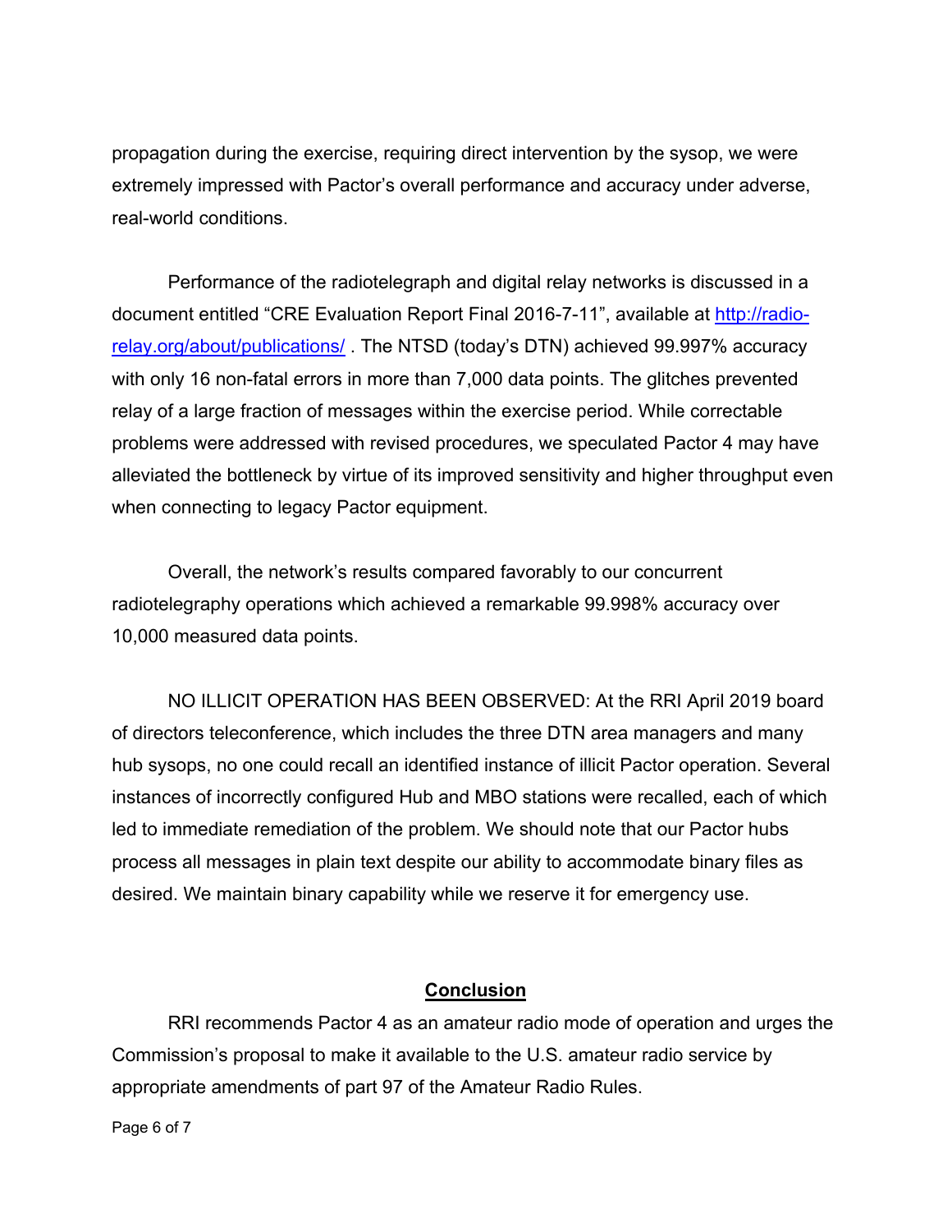propagation during the exercise, requiring direct intervention by the sysop, we were extremely impressed with Pactor's overall performance and accuracy under adverse, real-world conditions.

Performance of the radiotelegraph and digital relay networks is discussed in a document entitled "CRE Evaluation Report Final 2016-7-11", available at [http://radio-relay.org/about/publications/](http://radio-relay.org/about/publications/) . The NTSD (today's DTN) achieved 99.997% accuracy with only 16 non-fatal errors in more than 7,000 data points. The glitches prevented relay of a large fraction of messages within the exercise period. While correctable problems were addressed with revised procedures, we speculated Pactor 4 may have alleviated the bottleneck by virtue of its improved sensitivity and higher throughput even when connecting to legacy Pactor equipment.

Overall, the network's results compared favorably to our concurrent radiotelegraphy operations which achieved a remarkable 99.998% accuracy over 10,000 measured data points.

NO ILLICIT OPERATION HAS BEEN OBSERVED: At the RRI April 2019 board of directors teleconference, which includes the three DTN area managers and many hub sysops, no one could recall an identified instance of illicit Pactor operation. Several instances of incorrectly configured Hub and MBO stations were recalled, each of which led to immediate remediation of the problem. We should note that our Pactor hubs process all messages in plain text despite our ability to accommodate binary files as desired. We maintain binary capability while we reserve it for emergency use.

## **Conclusion**

RRI recommends Pactor 4 as an amateur radio mode of operation and urges the Commission's proposal to make it available to the U.S. amateur radio service by appropriate amendments of part 97 of the Amateur Radio Rules.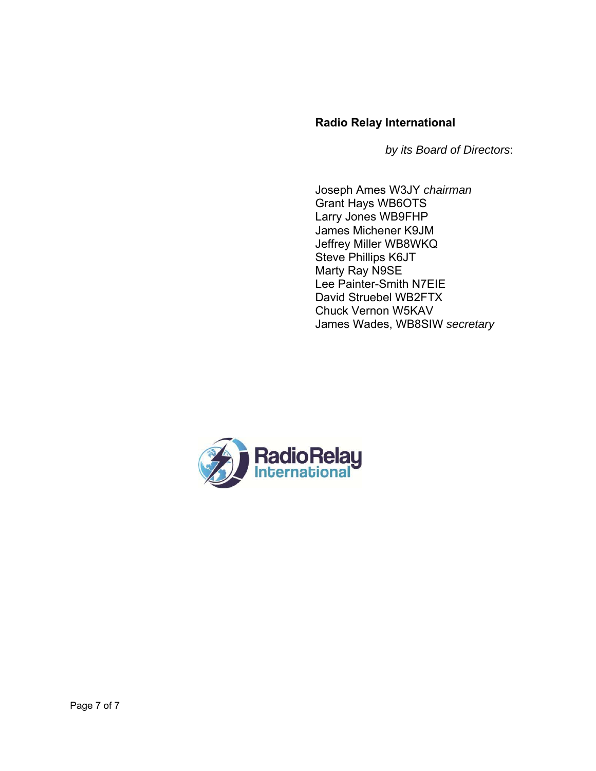**Radio Relay International**

*by its Board of Directors*:

Joseph Ames W3JY *chairman*
Grant Hays WB6OTS
Larry Jones WB9FHP
James Michener K9JM
Jeffrey Miller WB8WKQ
Steve Phillips K6JT
Marty Ray N9SE
Lee Painter-Smith N7EIE
David Struebel WB2FTX
Chuck Vernon W5KAV
James Wades, WB8SIW *secretary*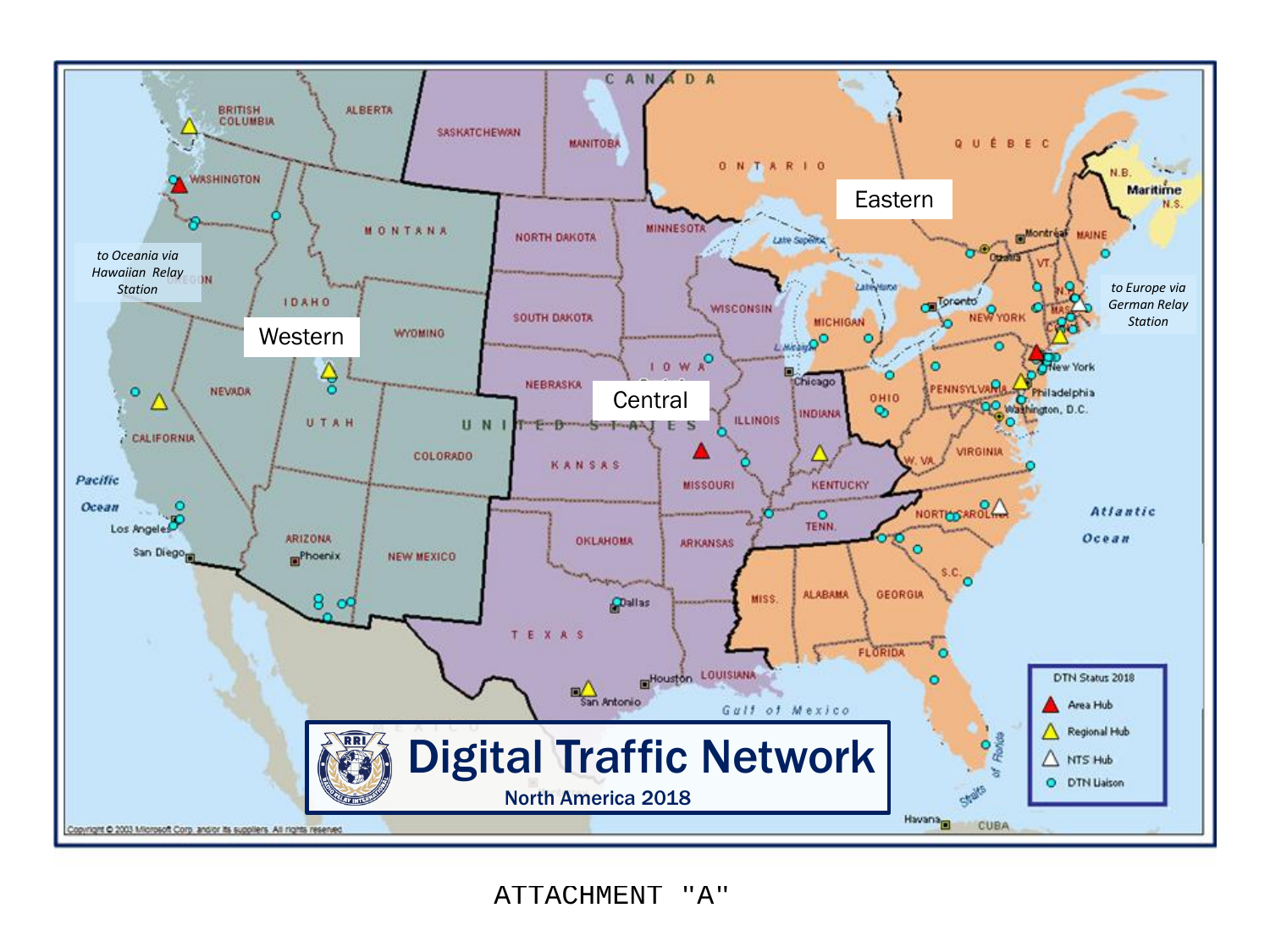Digital Traffic Network

North America 2018

Western

Central

Eastern

Maritime

to Oceania via Hawaiian Relay Station

to Europe via German Relay Station

DTN Status 2018

Area Hub

Regional Hub

NTS Hub

DTN Liaison

Copyright © 2003 Microsoft Corp. and/or its suppliers. All rights reserved.

ATTACHMENT "A"